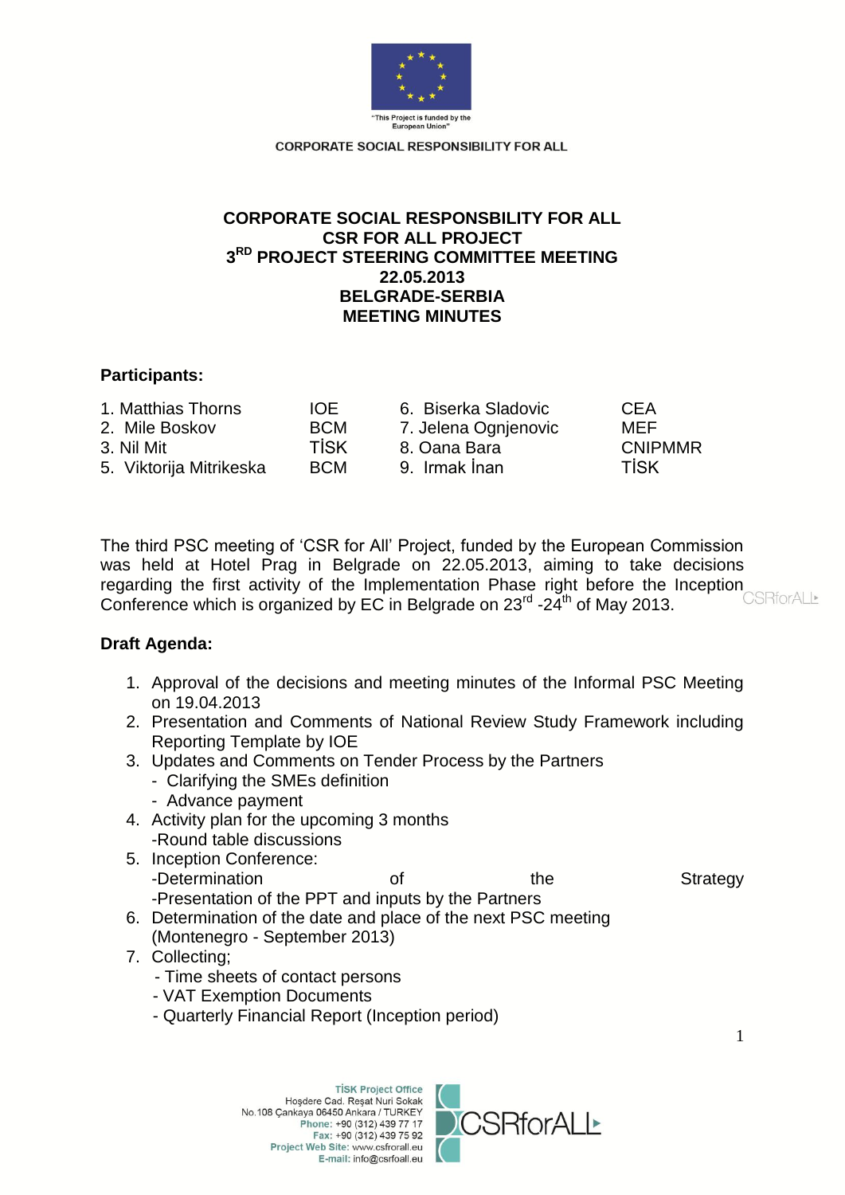CORPORATE SOCIAL RESPONSIBILITY FOR ALL

# CORPORATE SOCIAL RESPONSBILITY FOR ALL
# CSR FOR ALL PROJECT
# 3RD PROJECT STEERING COMMITTEE MEETING
# 22.05.2013
# BELGRADE-SERBIA
# MEETING MINUTES

**Participants:**

| | | | |
|---|---|---|---|
| 1. Matthias Thorns | IOE | 6. Biserka Sladovic | CEA |
| 2. Mile Boskov | BCM | 7. Jelena Ognjenovic | MEF |
| 3. Nil Mit | TİSK | 8. Oana Bara | CNIPMMR |
| 5. Viktorija Mitrikeska | BCM | 9. Irmak İnan | TİSK |

The third PSC meeting of 'CSR for All' Project, funded by the European Commission was held at Hotel Prag in Belgrade on 22.05.2013, aiming to take decisions regarding the first activity of the Implementation Phase right before the Inception Conference which is organized by EC in Belgrade on 23rd -24th of May 2013.

**Draft Agenda:**

1. Approval of the decisions and meeting minutes of the Informal PSC Meeting on 19.04.2013
2. Presentation and Comments of National Review Study Framework including Reporting Template by IOE
3. Updates and Comments on Tender Process by the Partners
   - Clarifying the SMEs definition
   - Advance payment
4. Activity plan for the upcoming 3 months
   -Round table discussions
5. Inception Conference:
   -Determination of the Strategy
   -Presentation of the PPT and inputs by the Partners
6. Determination of the date and place of the next PSC meeting (Montenegro - September 2013)
7. Collecting;
   - Time sheets of contact persons
   - VAT Exemption Documents
   - Quarterly Financial Report (Inception period)

TİSK Project Office
Hoşdere Cad. Reşat Nuri Sokak
No.108 Çankaya 06450 Ankara / TURKEY
Phone: +90 (312) 439 77 17
Fax: +90 (312) 439 75 92
Project Web Site: www.csrforall.eu
E-mail: info@csrfoall.eu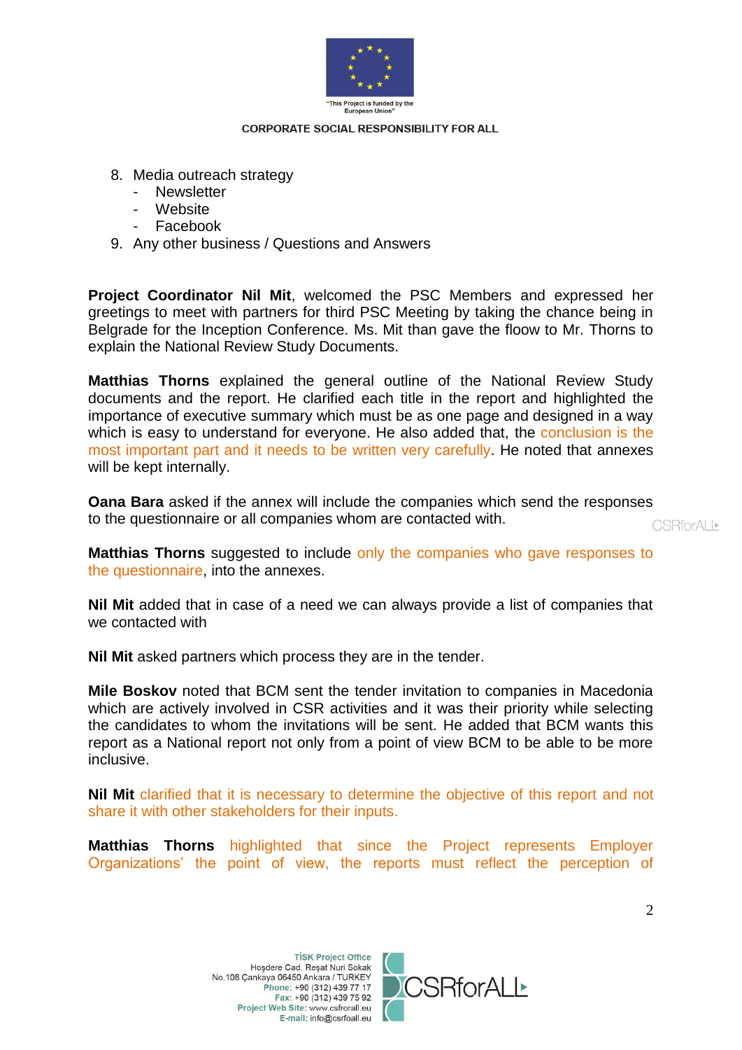8. Media outreach strategy
   - Newsletter
   - Website
   - Facebook
9. Any other business / Questions and Answers

**Project Coordinator Nil Mit**, welcomed the PSC Members and expressed her greetings to meet with partners for third PSC Meeting by taking the chance being in Belgrade for the Inception Conference. Ms. Mit than gave the floow to Mr. Thorns to explain the National Review Study Documents.

**Matthias Thorns** explained the general outline of the National Review Study documents and the report. He clarified each title in the report and highlighted the importance of executive summary which must be as one page and designed in a way which is easy to understand for everyone. He also added that, the conclusion is the most important part and it needs to be written very carefully. He noted that annexes will be kept internally.

**Oana Bara** asked if the annex will include the companies which send the responses to the questionnaire or all companies whom are contacted with.

**Matthias Thorns** suggested to include only the companies who gave responses to the questionnaire, into the annexes.

**Nil Mit** added that in case of a need we can always provide a list of companies that we contacted with

**Nil Mit** asked partners which process they are in the tender.

**Mile Boskov** noted that BCM sent the tender invitation to companies in Macedonia which are actively involved in CSR activities and it was their priority while selecting the candidates to whom the invitations will be sent. He added that BCM wants this report as a National report not only from a point of view BCM to be able to be more inclusive.

**Nil Mit** clarified that it is necessary to determine the objective of this report and not share it with other stakeholders for their inputs.

**Matthias Thorns** highlighted that since the Project represents Employer Organizations' the point of view, the reports must reflect the perception of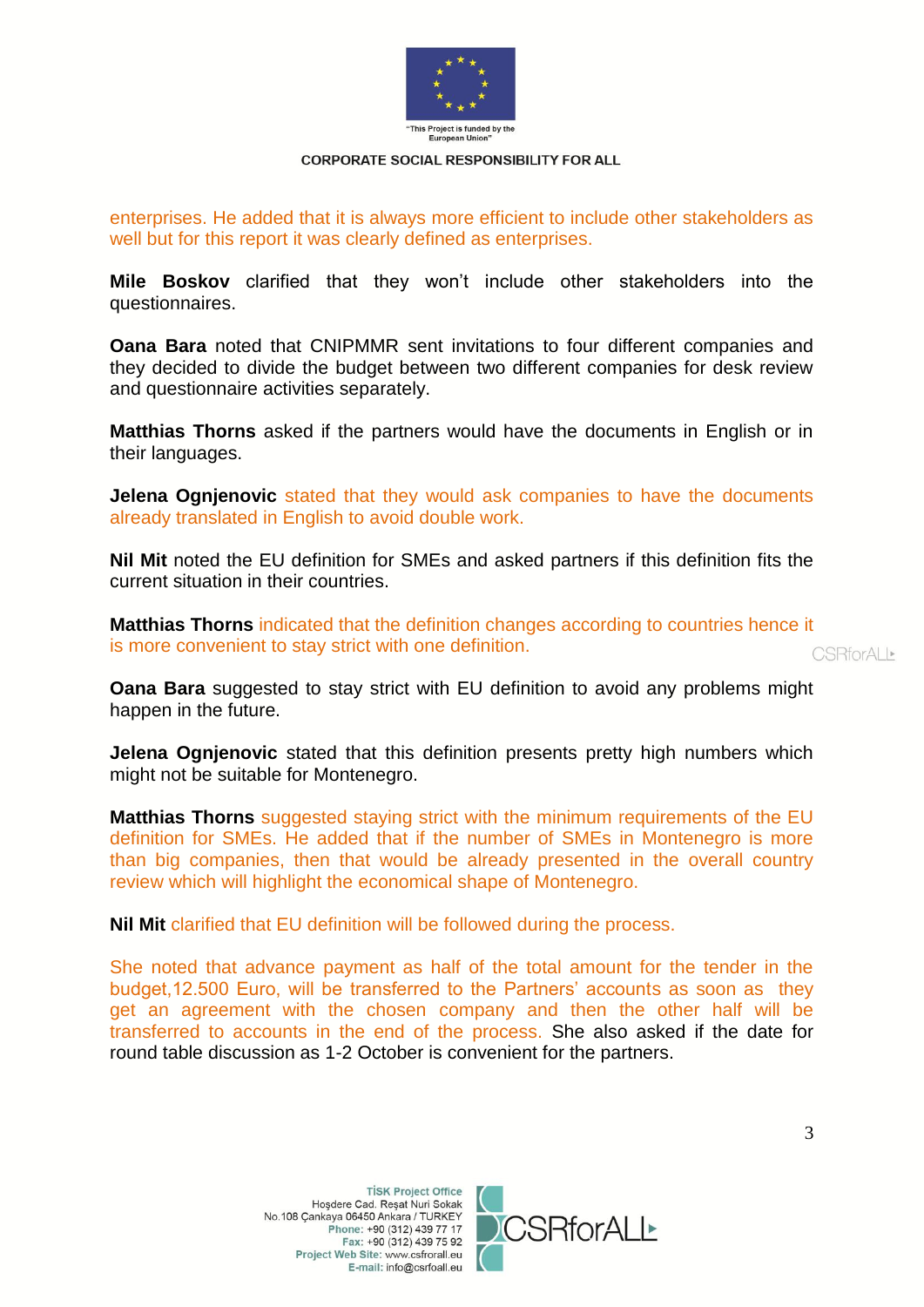enterprises. He added that it is always more efficient to include other stakeholders as well but for this report it was clearly defined as enterprises.

**Mile Boskov** clarified that they won't include other stakeholders into the questionnaires.

**Oana Bara** noted that CNIPMMR sent invitations to four different companies and they decided to divide the budget between two different companies for desk review and questionnaire activities separately.

**Matthias Thorns** asked if the partners would have the documents in English or in their languages.

**Jelena Ognjenovic** stated that they would ask companies to have the documents already translated in English to avoid double work.

**Nil Mit** noted the EU definition for SMEs and asked partners if this definition fits the current situation in their countries.

**Matthias Thorns** indicated that the definition changes according to countries hence it is more convenient to stay strict with one definition.

**Oana Bara** suggested to stay strict with EU definition to avoid any problems might happen in the future.

**Jelena Ognjenovic** stated that this definition presents pretty high numbers which might not be suitable for Montenegro.

**Matthias Thorns** suggested staying strict with the minimum requirements of the EU definition for SMEs. He added that if the number of SMEs in Montenegro is more than big companies, then that would be already presented in the overall country review which will highlight the economical shape of Montenegro.

**Nil Mit** clarified that EU definition will be followed during the process.

She noted that advance payment as half of the total amount for the tender in the budget,12.500 Euro, will be transferred to the Partners' accounts as soon as they get an agreement with the chosen company and then the other half will be transferred to accounts in the end of the process. She also asked if the date for round table discussion as 1-2 October is convenient for the partners.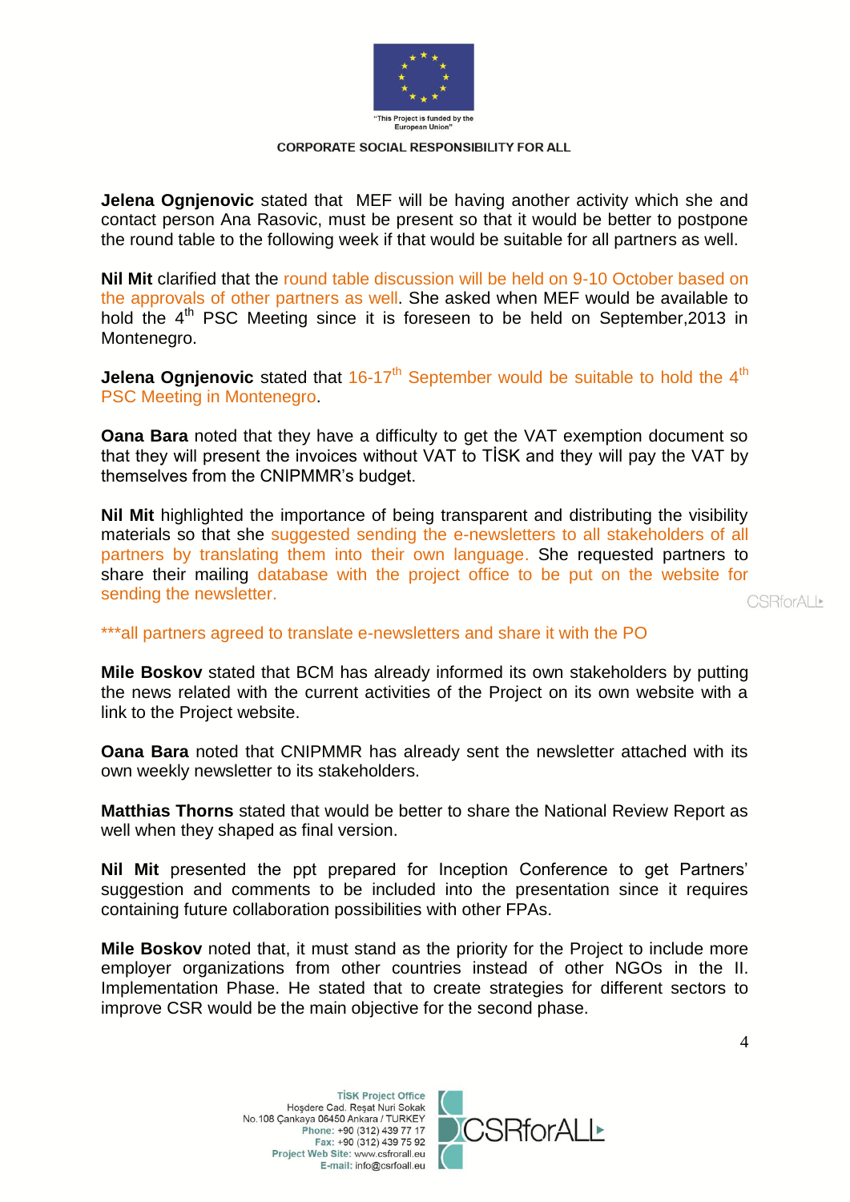**Jelena Ognjenovic** stated that MEF will be having another activity which she and contact person Ana Rasovic, must be present so that it would be better to postpone the round table to the following week if that would be suitable for all partners as well.

**Nil Mit** clarified that the round table discussion will be held on 9-10 October based on the approvals of other partners as well. She asked when MEF would be available to hold the 4th PSC Meeting since it is foreseen to be held on September,2013 in Montenegro.

**Jelena Ognjenovic** stated that 16-17th September would be suitable to hold the 4th PSC Meeting in Montenegro.

**Oana Bara** noted that they have a difficulty to get the VAT exemption document so that they will present the invoices without VAT to TİSK and they will pay the VAT by themselves from the CNIPMMR's budget.

**Nil Mit** highlighted the importance of being transparent and distributing the visibility materials so that she suggested sending the e-newsletters to all stakeholders of all partners by translating them into their own language. She requested partners to share their mailing database with the project office to be put on the website for sending the newsletter.

***all partners agreed to translate e-newsletters and share it with the PO

**Mile Boskov** stated that BCM has already informed its own stakeholders by putting the news related with the current activities of the Project on its own website with a link to the Project website.

**Oana Bara** noted that CNIPMMR has already sent the newsletter attached with its own weekly newsletter to its stakeholders.

**Matthias Thorns** stated that would be better to share the National Review Report as well when they shaped as final version.

**Nil Mit** presented the ppt prepared for Inception Conference to get Partners' suggestion and comments to be included into the presentation since it requires containing future collaboration possibilities with other FPAs.

**Mile Boskov** noted that, it must stand as the priority for the Project to include more employer organizations from other countries instead of other NGOs in the II. Implementation Phase. He stated that to create strategies for different sectors to improve CSR would be the main objective for the second phase.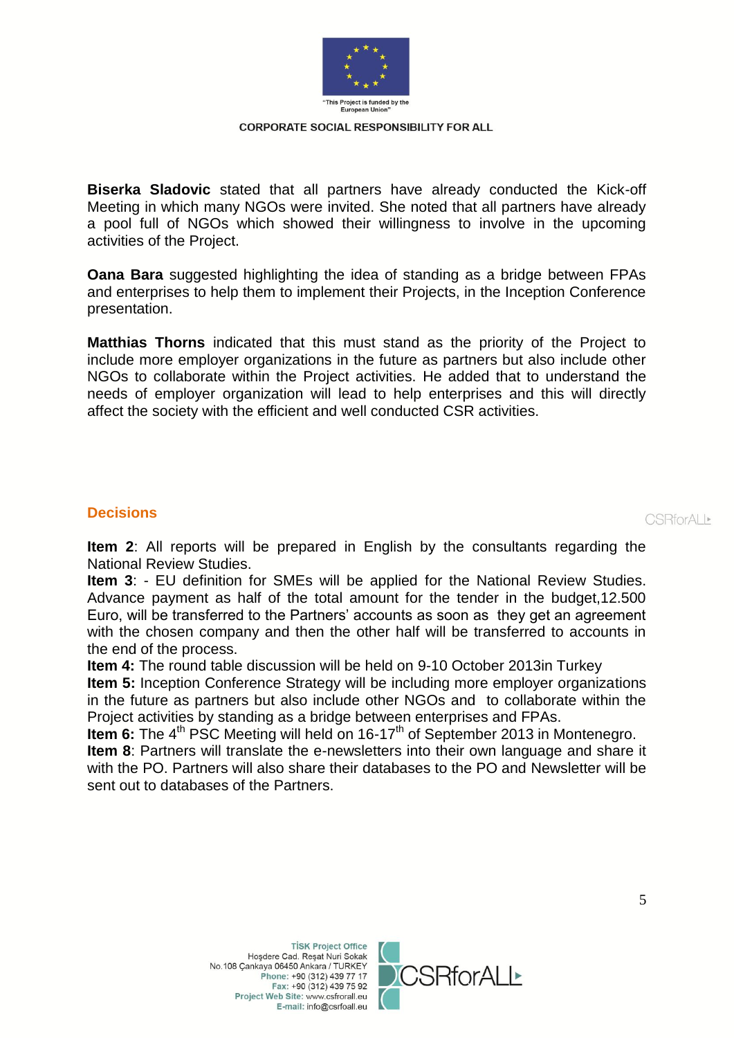**Biserka Sladovic** stated that all partners have already conducted the Kick-off Meeting in which many NGOs were invited. She noted that all partners have already a pool full of NGOs which showed their willingness to involve in the upcoming activities of the Project.

**Oana Bara** suggested highlighting the idea of standing as a bridge between FPAs and enterprises to help them to implement their Projects, in the Inception Conference presentation.

**Matthias Thorns** indicated that this must stand as the priority of the Project to include more employer organizations in the future as partners but also include other NGOs to collaborate within the Project activities. He added that to understand the needs of employer organization will lead to help enterprises and this will directly affect the society with the efficient and well conducted CSR activities.

## Decisions

**Item 2**: All reports will be prepared in English by the consultants regarding the National Review Studies.
**Item 3**: - EU definition for SMEs will be applied for the National Review Studies. Advance payment as half of the total amount for the tender in the budget,12.500 Euro, will be transferred to the Partners' accounts as soon as they get an agreement with the chosen company and then the other half will be transferred to accounts in the end of the process.
**Item 4:** The round table discussion will be held on 9-10 October 2013in Turkey
**Item 5:** Inception Conference Strategy will be including more employer organizations in the future as partners but also include other NGOs and to collaborate within the Project activities by standing as a bridge between enterprises and FPAs.
**Item 6:** The 4th PSC Meeting will held on 16-17th of September 2013 in Montenegro.
**Item 8**: Partners will translate the e-newsletters into their own language and share it with the PO. Partners will also share their databases to the PO and Newsletter will be sent out to databases of the Partners.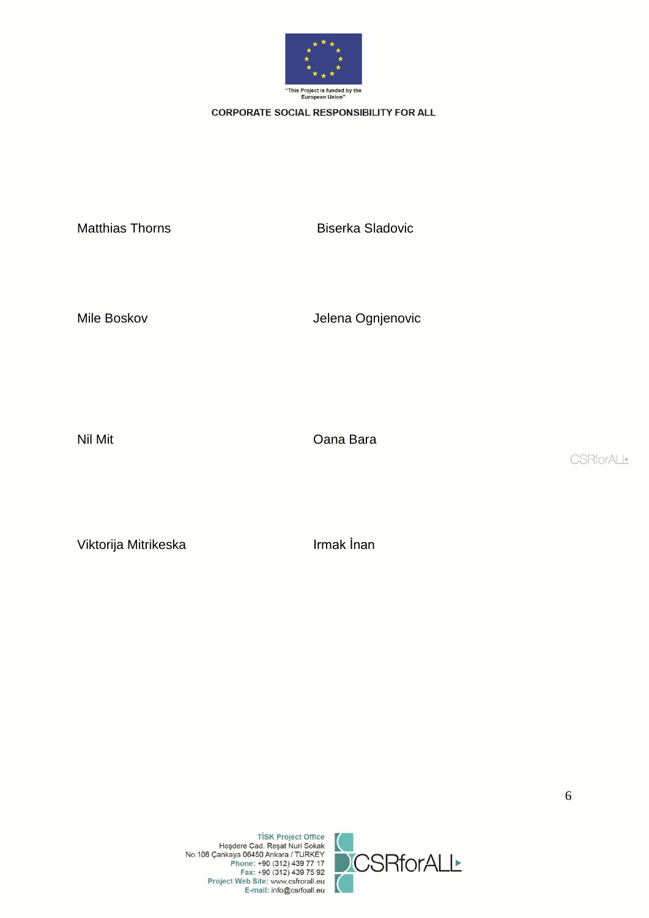Matthias Thorns

Biserka Sladovic

Mile Boskov

Jelena Ognjenovic

Nil Mit

Oana Bara

Viktorija Mitrikeska

Irmak İnan